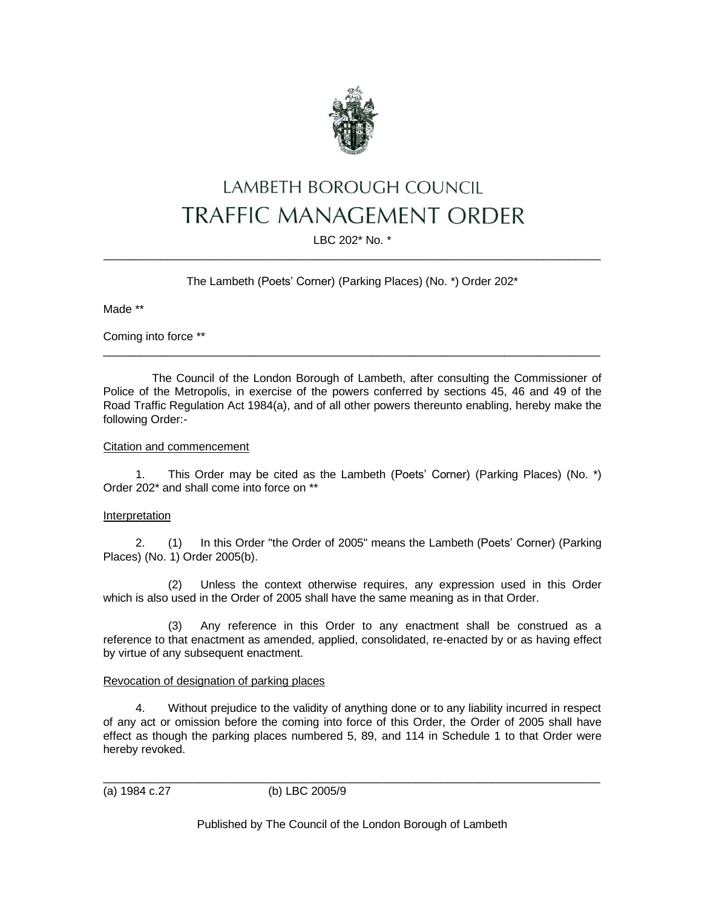# LAMBETH BOROUGH COUNCIL

# TRAFFIC MANAGEMENT ORDER

LBC 202* No. *

---

The Lambeth (Poets' Corner) (Parking Places) (No. *) Order 202*

Made **

Coming into force **

---

The Council of the London Borough of Lambeth, after consulting the Commissioner of Police of the Metropolis, in exercise of the powers conferred by sections 45, 46 and 49 of the Road Traffic Regulation Act 1984(a), and of all other powers thereunto enabling, hereby make the following Order:-

<u>Citation and commencement</u>

1. This Order may be cited as the Lambeth (Poets' Corner) (Parking Places) (No. *) Order 202* and shall come into force on **

<u>Interpretation</u>

2. (1) In this Order "the Order of 2005" means the Lambeth (Poets' Corner) (Parking Places) (No. 1) Order 2005(b).

(2) Unless the context otherwise requires, any expression used in this Order which is also used in the Order of 2005 shall have the same meaning as in that Order.

(3) Any reference in this Order to any enactment shall be construed as a reference to that enactment as amended, applied, consolidated, re-enacted by or as having effect by virtue of any subsequent enactment.

<u>Revocation of designation of parking places</u>

4. Without prejudice to the validity of anything done or to any liability incurred in respect of any act or omission before the coming into force of this Order, the Order of 2005 shall have effect as though the parking places numbered 5, 89, and 114 in Schedule 1 to that Order were hereby revoked.

---

(a) 1984 c.27 (b) LBC 2005/9

Published by The Council of the London Borough of Lambeth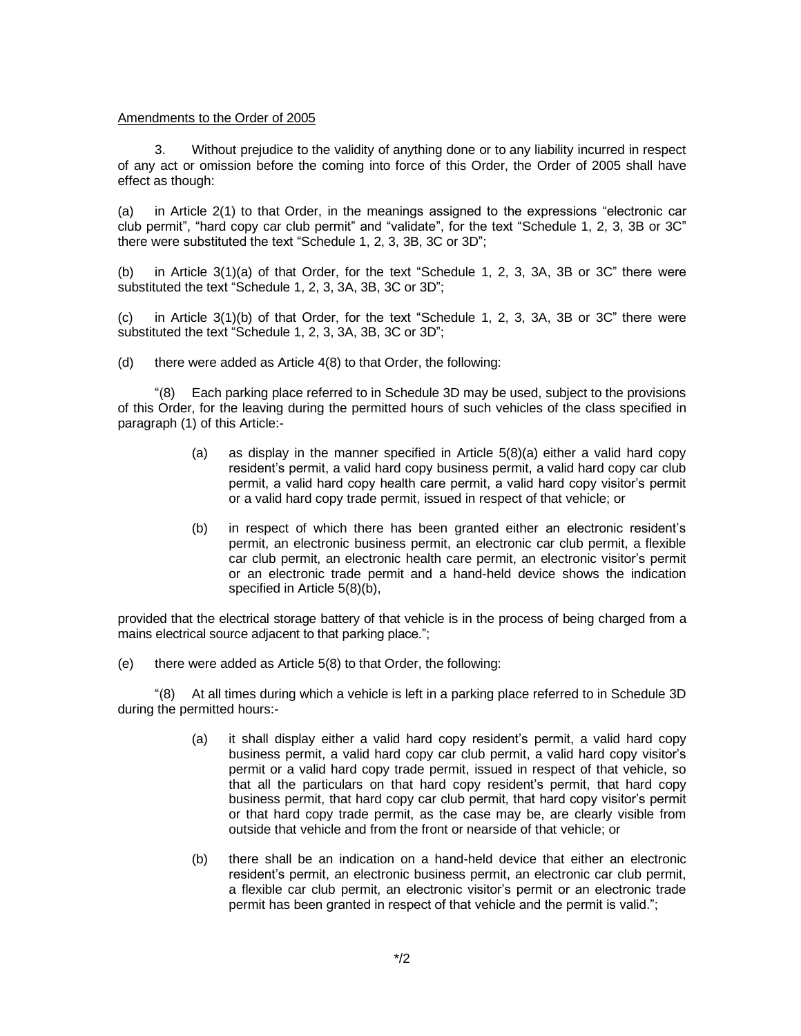Amendments to the Order of 2005

3. Without prejudice to the validity of anything done or to any liability incurred in respect of any act or omission before the coming into force of this Order, the Order of 2005 shall have effect as though:

(a) in Article 2(1) to that Order, in the meanings assigned to the expressions "electronic car club permit", "hard copy car club permit" and "validate", for the text "Schedule 1, 2, 3, 3B or 3C" there were substituted the text "Schedule 1, 2, 3, 3B, 3C or 3D";

(b) in Article 3(1)(a) of that Order, for the text "Schedule 1, 2, 3, 3A, 3B or 3C" there were substituted the text "Schedule 1, 2, 3, 3A, 3B, 3C or 3D";

(c) in Article 3(1)(b) of that Order, for the text "Schedule 1, 2, 3, 3A, 3B or 3C" there were substituted the text "Schedule 1, 2, 3, 3A, 3B, 3C or 3D";

(d) there were added as Article 4(8) to that Order, the following:

"(8) Each parking place referred to in Schedule 3D may be used, subject to the provisions of this Order, for the leaving during the permitted hours of such vehicles of the class specified in paragraph (1) of this Article:-

> (a) as display in the manner specified in Article 5(8)(a) either a valid hard copy resident's permit, a valid hard copy business permit, a valid hard copy car club permit, a valid hard copy health care permit, a valid hard copy visitor's permit or a valid hard copy trade permit, issued in respect of that vehicle; or
>
> (b) in respect of which there has been granted either an electronic resident's permit, an electronic business permit, an electronic car club permit, a flexible car club permit, an electronic health care permit, an electronic visitor's permit or an electronic trade permit and a hand-held device shows the indication specified in Article 5(8)(b),

provided that the electrical storage battery of that vehicle is in the process of being charged from a mains electrical source adjacent to that parking place.";

(e) there were added as Article 5(8) to that Order, the following:

"(8) At all times during which a vehicle is left in a parking place referred to in Schedule 3D during the permitted hours:-

> (a) it shall display either a valid hard copy resident's permit, a valid hard copy business permit, a valid hard copy car club permit, a valid hard copy visitor's permit or a valid hard copy trade permit, issued in respect of that vehicle, so that all the particulars on that hard copy resident's permit, that hard copy business permit, that hard copy car club permit, that hard copy visitor's permit or that hard copy trade permit, as the case may be, are clearly visible from outside that vehicle and from the front or nearside of that vehicle; or
>
> (b) there shall be an indication on a hand-held device that either an electronic resident's permit, an electronic business permit, an electronic car club permit, a flexible car club permit, an electronic visitor's permit or an electronic trade permit has been granted in respect of that vehicle and the permit is valid.";

*/2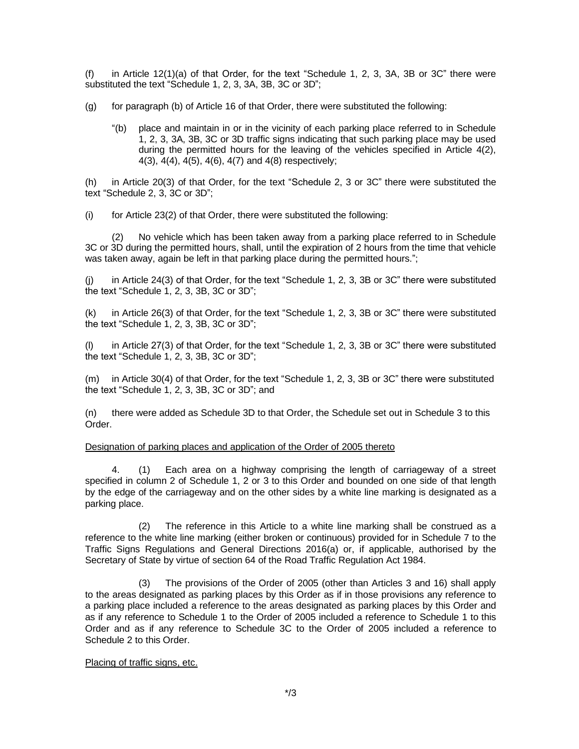(f) in Article 12(1)(a) of that Order, for the text "Schedule 1, 2, 3, 3A, 3B or 3C" there were substituted the text "Schedule 1, 2, 3, 3A, 3B, 3C or 3D";

(g) for paragraph (b) of Article 16 of that Order, there were substituted the following:

> "(b) place and maintain in or in the vicinity of each parking place referred to in Schedule 1, 2, 3, 3A, 3B, 3C or 3D traffic signs indicating that such parking place may be used during the permitted hours for the leaving of the vehicles specified in Article 4(2), 4(3), 4(4), 4(5), 4(6), 4(7) and 4(8) respectively;

(h) in Article 20(3) of that Order, for the text "Schedule 2, 3 or 3C" there were substituted the text "Schedule 2, 3, 3C or 3D";

(i) for Article 23(2) of that Order, there were substituted the following:

> (2) No vehicle which has been taken away from a parking place referred to in Schedule 3C or 3D during the permitted hours, shall, until the expiration of 2 hours from the time that vehicle was taken away, again be left in that parking place during the permitted hours.";

(j) in Article 24(3) of that Order, for the text "Schedule 1, 2, 3, 3B or 3C" there were substituted the text "Schedule 1, 2, 3, 3B, 3C or 3D";

(k) in Article 26(3) of that Order, for the text "Schedule 1, 2, 3, 3B or 3C" there were substituted the text "Schedule 1, 2, 3, 3B, 3C or 3D";

(l) in Article 27(3) of that Order, for the text "Schedule 1, 2, 3, 3B or 3C" there were substituted the text "Schedule 1, 2, 3, 3B, 3C or 3D";

(m) in Article 30(4) of that Order, for the text "Schedule 1, 2, 3, 3B or 3C" there were substituted the text "Schedule 1, 2, 3, 3B, 3C or 3D"; and

(n) there were added as Schedule 3D to that Order, the Schedule set out in Schedule 3 to this Order.

Designation of parking places and application of the Order of 2005 thereto

4. (1) Each area on a highway comprising the length of carriageway of a street specified in column 2 of Schedule 1, 2 or 3 to this Order and bounded on one side of that length by the edge of the carriageway and on the other sides by a white line marking is designated as a parking place.

(2) The reference in this Article to a white line marking shall be construed as a reference to the white line marking (either broken or continuous) provided for in Schedule 7 to the Traffic Signs Regulations and General Directions 2016(a) or, if applicable, authorised by the Secretary of State by virtue of section 64 of the Road Traffic Regulation Act 1984.

(3) The provisions of the Order of 2005 (other than Articles 3 and 16) shall apply to the areas designated as parking places by this Order as if in those provisions any reference to a parking place included a reference to the areas designated as parking places by this Order and as if any reference to Schedule 1 to the Order of 2005 included a reference to Schedule 1 to this Order and as if any reference to Schedule 3C to the Order of 2005 included a reference to Schedule 2 to this Order.

Placing of traffic signs, etc.

*/3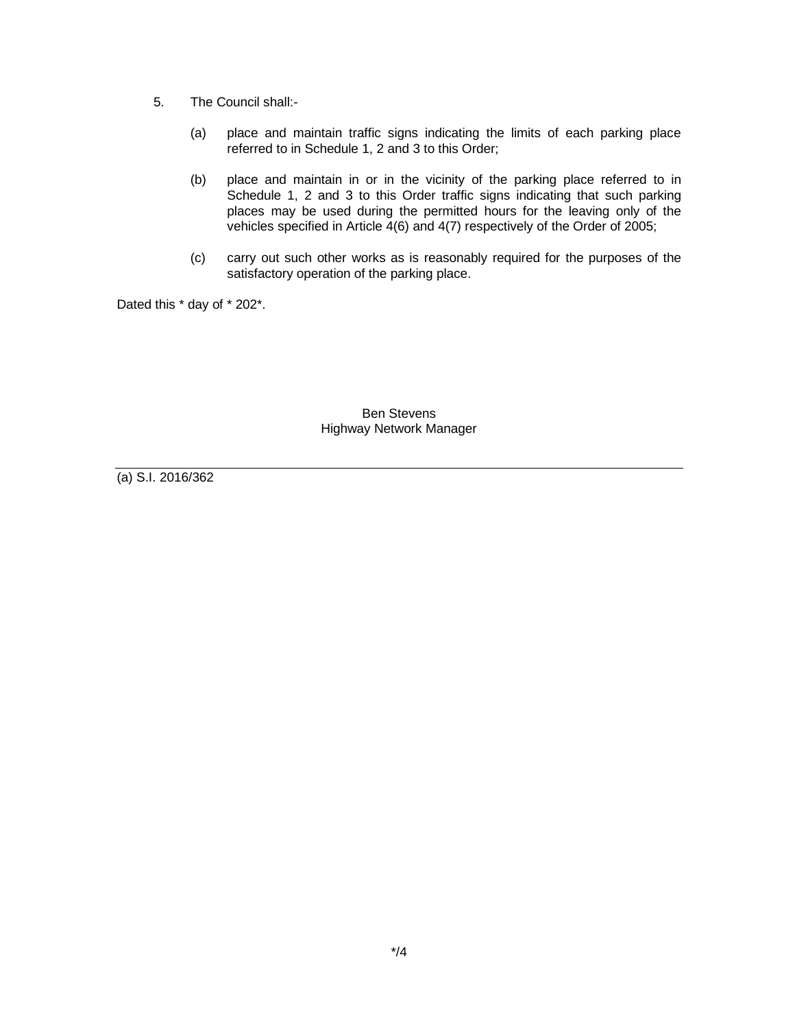5. The Council shall:-

    (a) place and maintain traffic signs indicating the limits of each parking place referred to in Schedule 1, 2 and 3 to this Order;

    (b) place and maintain in or in the vicinity of the parking place referred to in Schedule 1, 2 and 3 to this Order traffic signs indicating that such parking places may be used during the permitted hours for the leaving only of the vehicles specified in Article 4(6) and 4(7) respectively of the Order of 2005;

    (c) carry out such other works as is reasonably required for the purposes of the satisfactory operation of the parking place.

Dated this * day of * 202*.

Ben Stevens
Highway Network Manager

---

(a) S.I. 2016/362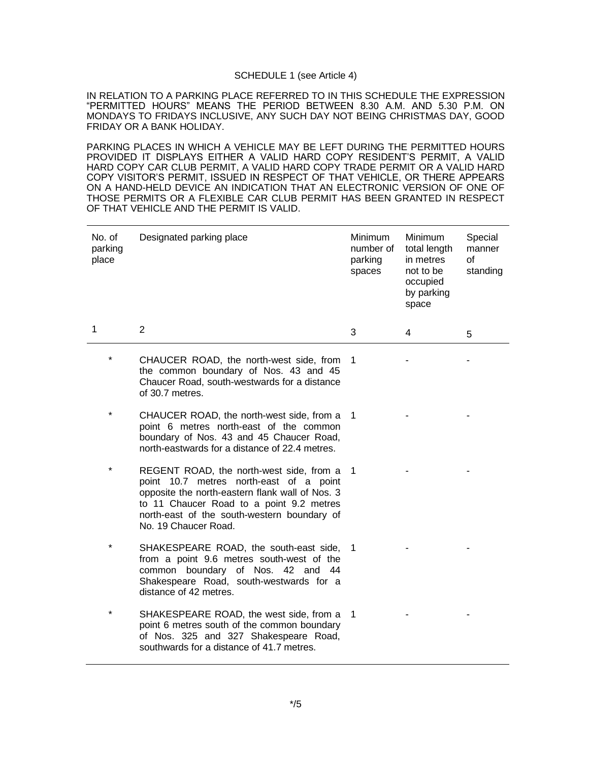SCHEDULE 1 (see Article 4)

IN RELATION TO A PARKING PLACE REFERRED TO IN THIS SCHEDULE THE EXPRESSION "PERMITTED HOURS" MEANS THE PERIOD BETWEEN 8.30 A.M. AND 5.30 P.M. ON MONDAYS TO FRIDAYS INCLUSIVE, ANY SUCH DAY NOT BEING CHRISTMAS DAY, GOOD FRIDAY OR A BANK HOLIDAY.

PARKING PLACES IN WHICH A VEHICLE MAY BE LEFT DURING THE PERMITTED HOURS PROVIDED IT DISPLAYS EITHER A VALID HARD COPY RESIDENT'S PERMIT, A VALID HARD COPY CAR CLUB PERMIT, A VALID HARD COPY TRADE PERMIT OR A VALID HARD COPY VISITOR'S PERMIT, ISSUED IN RESPECT OF THAT VEHICLE, OR THERE APPEARS ON A HAND-HELD DEVICE AN INDICATION THAT AN ELECTRONIC VERSION OF ONE OF THOSE PERMITS OR A FLEXIBLE CAR CLUB PERMIT HAS BEEN GRANTED IN RESPECT OF THAT VEHICLE AND THE PERMIT IS VALID.

| No. of parking place | Designated parking place | Minimum number of parking spaces | Minimum total length in metres not to be occupied by parking space | Special manner of standing |
|---|---|---|---|---|
| 1 | 2 | 3 | 4 | 5 |
| * | CHAUCER ROAD, the north-west side, from the common boundary of Nos. 43 and 45 Chaucer Road, south-westwards for a distance of 30.7 metres. | 1 | - | - |
| * | CHAUCER ROAD, the north-west side, from a point 6 metres north-east of the common boundary of Nos. 43 and 45 Chaucer Road, north-eastwards for a distance of 22.4 metres. | 1 | - | - |
| * | REGENT ROAD, the north-west side, from a point 10.7 metres north-east of a point opposite the north-eastern flank wall of Nos. 3 to 11 Chaucer Road to a point 9.2 metres north-east of the south-western boundary of No. 19 Chaucer Road. | 1 | - | - |
| * | SHAKESPEARE ROAD, the south-east side, from a point 9.6 metres south-west of the common boundary of Nos. 42 and 44 Shakespeare Road, south-westwards for a distance of 42 metres. | 1 | - | - |
| * | SHAKESPEARE ROAD, the west side, from a point 6 metres south of the common boundary of Nos. 325 and 327 Shakespeare Road, southwards for a distance of 41.7 metres. | 1 | - | - |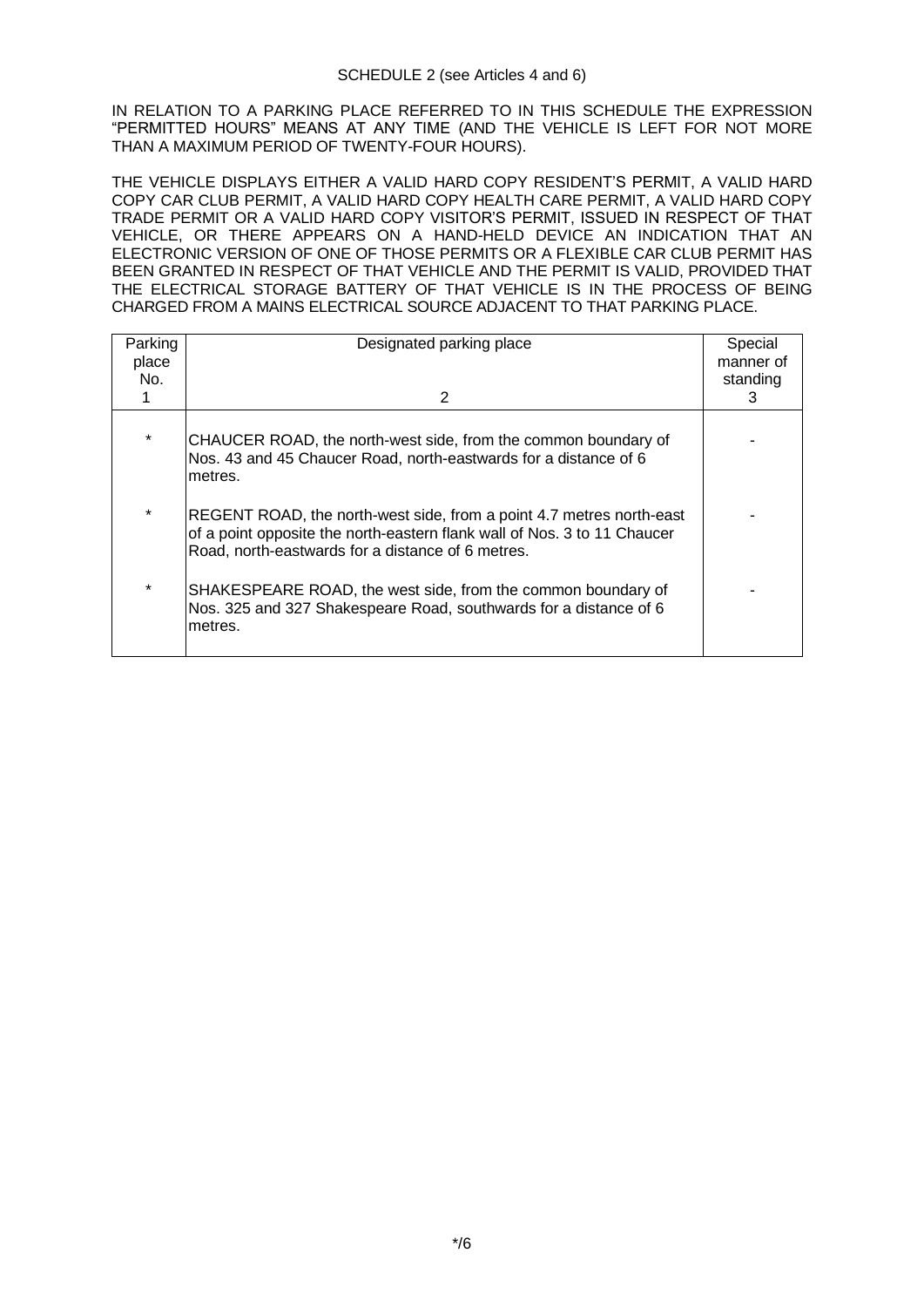SCHEDULE 2 (see Articles 4 and 6)

IN RELATION TO A PARKING PLACE REFERRED TO IN THIS SCHEDULE THE EXPRESSION "PERMITTED HOURS" MEANS AT ANY TIME (AND THE VEHICLE IS LEFT FOR NOT MORE THAN A MAXIMUM PERIOD OF TWENTY-FOUR HOURS).

THE VEHICLE DISPLAYS EITHER A VALID HARD COPY RESIDENT'S PERMIT, A VALID HARD COPY CAR CLUB PERMIT, A VALID HARD COPY HEALTH CARE PERMIT, A VALID HARD COPY TRADE PERMIT OR A VALID HARD COPY VISITOR'S PERMIT, ISSUED IN RESPECT OF THAT VEHICLE, OR THERE APPEARS ON A HAND-HELD DEVICE AN INDICATION THAT AN ELECTRONIC VERSION OF ONE OF THOSE PERMITS OR A FLEXIBLE CAR CLUB PERMIT HAS BEEN GRANTED IN RESPECT OF THAT VEHICLE AND THE PERMIT IS VALID, PROVIDED THAT THE ELECTRICAL STORAGE BATTERY OF THAT VEHICLE IS IN THE PROCESS OF BEING CHARGED FROM A MAINS ELECTRICAL SOURCE ADJACENT TO THAT PARKING PLACE.

| Parking place No. 1 | Designated parking place 2 | Special manner of standing 3 |
|---|---|---|
| * | CHAUCER ROAD, the north-west side, from the common boundary of Nos. 43 and 45 Chaucer Road, north-eastwards for a distance of 6 metres. | - |
| * | REGENT ROAD, the north-west side, from a point 4.7 metres north-east of a point opposite the north-eastern flank wall of Nos. 3 to 11 Chaucer Road, north-eastwards for a distance of 6 metres. | - |
| * | SHAKESPEARE ROAD, the west side, from the common boundary of Nos. 325 and 327 Shakespeare Road, southwards for a distance of 6 metres. | - |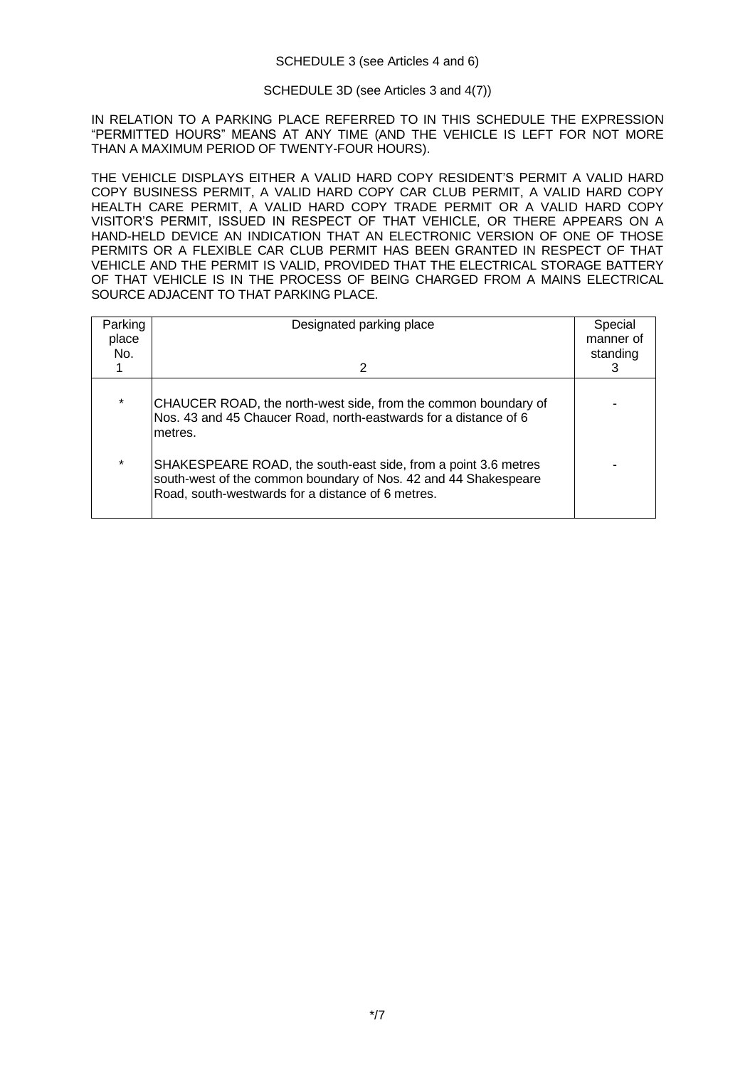SCHEDULE 3 (see Articles 4 and 6)

SCHEDULE 3D (see Articles 3 and 4(7))

IN RELATION TO A PARKING PLACE REFERRED TO IN THIS SCHEDULE THE EXPRESSION "PERMITTED HOURS" MEANS AT ANY TIME (AND THE VEHICLE IS LEFT FOR NOT MORE THAN A MAXIMUM PERIOD OF TWENTY-FOUR HOURS).

THE VEHICLE DISPLAYS EITHER A VALID HARD COPY RESIDENT'S PERMIT A VALID HARD COPY BUSINESS PERMIT, A VALID HARD COPY CAR CLUB PERMIT, A VALID HARD COPY HEALTH CARE PERMIT, A VALID HARD COPY TRADE PERMIT OR A VALID HARD COPY VISITOR'S PERMIT, ISSUED IN RESPECT OF THAT VEHICLE, OR THERE APPEARS ON A HAND-HELD DEVICE AN INDICATION THAT AN ELECTRONIC VERSION OF ONE OF THOSE PERMITS OR A FLEXIBLE CAR CLUB PERMIT HAS BEEN GRANTED IN RESPECT OF THAT VEHICLE AND THE PERMIT IS VALID, PROVIDED THAT THE ELECTRICAL STORAGE BATTERY OF THAT VEHICLE IS IN THE PROCESS OF BEING CHARGED FROM A MAINS ELECTRICAL SOURCE ADJACENT TO THAT PARKING PLACE.

| Parking place No. 1 | Designated parking place 2 | Special manner of standing 3 |
|---|---|---|
| * | CHAUCER ROAD, the north-west side, from the common boundary of Nos. 43 and 45 Chaucer Road, north-eastwards for a distance of 6 metres. | - |
| * | SHAKESPEARE ROAD, the south-east side, from a point 3.6 metres south-west of the common boundary of Nos. 42 and 44 Shakespeare Road, south-westwards for a distance of 6 metres. | - |